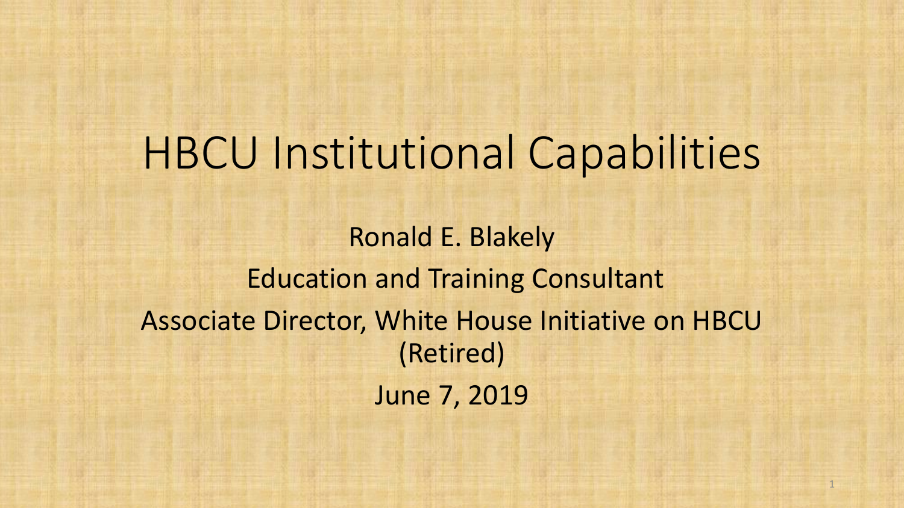# HBCU Institutional Capabilities

Ronald E. Blakely

Education and Training Consultant

Associate Director, White House Initiative on HBCU (Retired)

June 7, 2019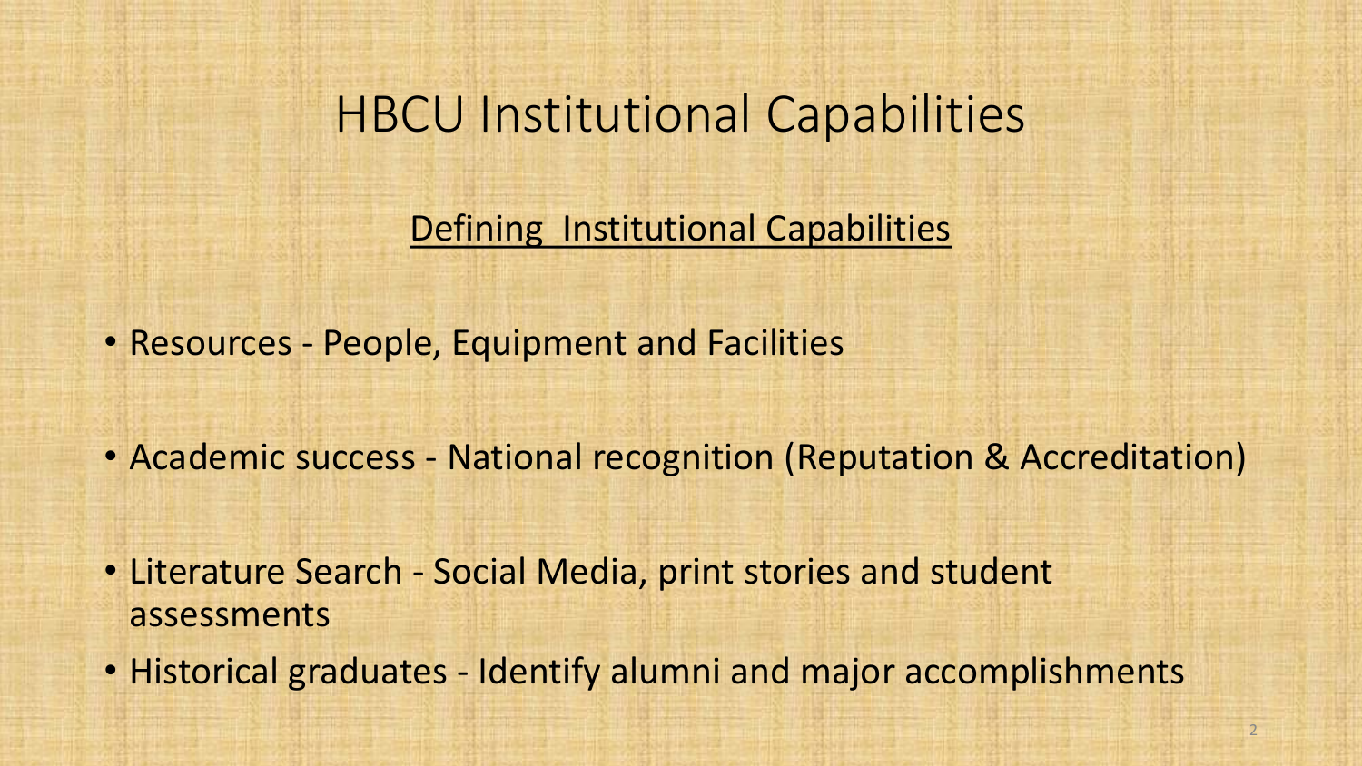# HBCU Institutional Capabilities

## Defining Institutional Capabilities

- Resources - People, Equipment and Facilities
- Academic success - National recognition (Reputation & Accreditation)
- Literature Search - Social Media, print stories and student assessments
- Historical graduates - Identify alumni and major accomplishments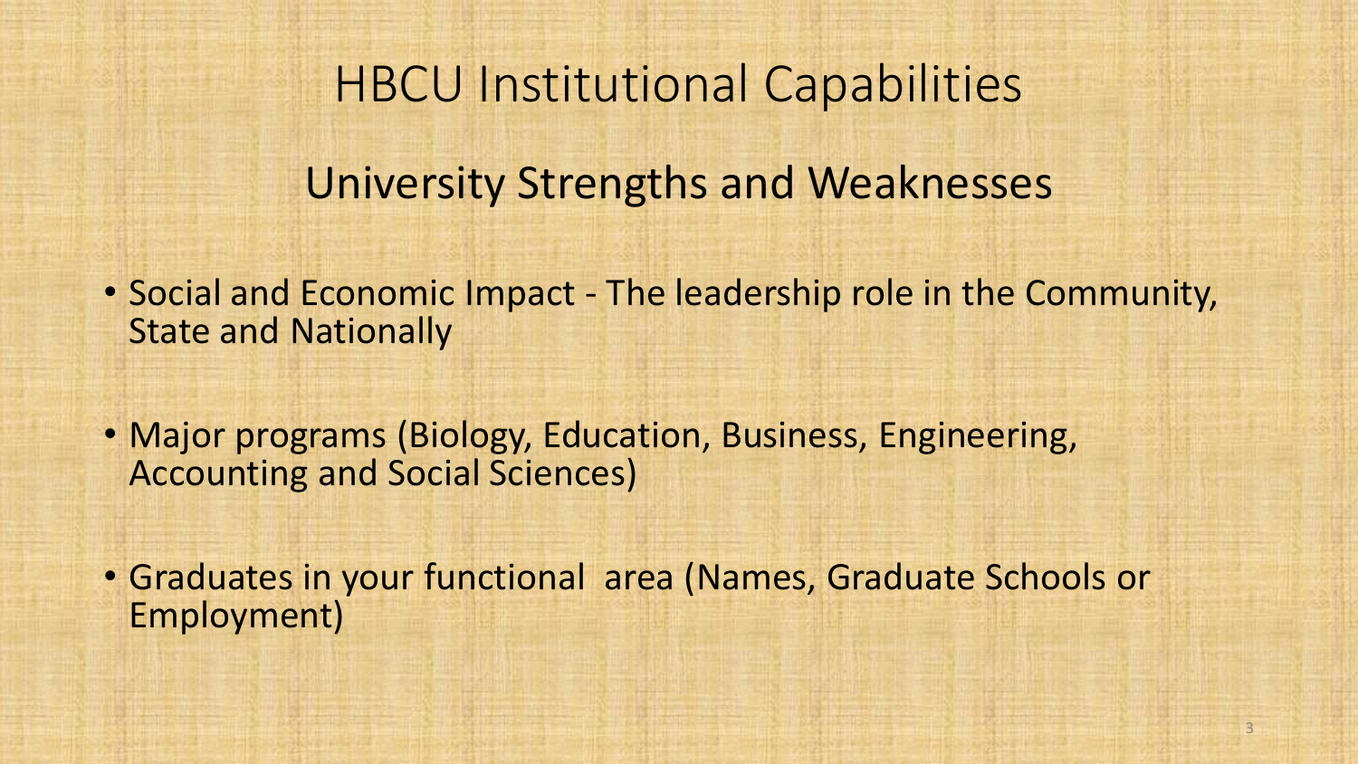# HBCU Institutional Capabilities

## University Strengths and Weaknesses

- Social and Economic Impact - The leadership role in the Community, State and Nationally
- Major programs (Biology, Education, Business, Engineering, Accounting and Social Sciences)
- Graduates in your functional area (Names, Graduate Schools or Employment)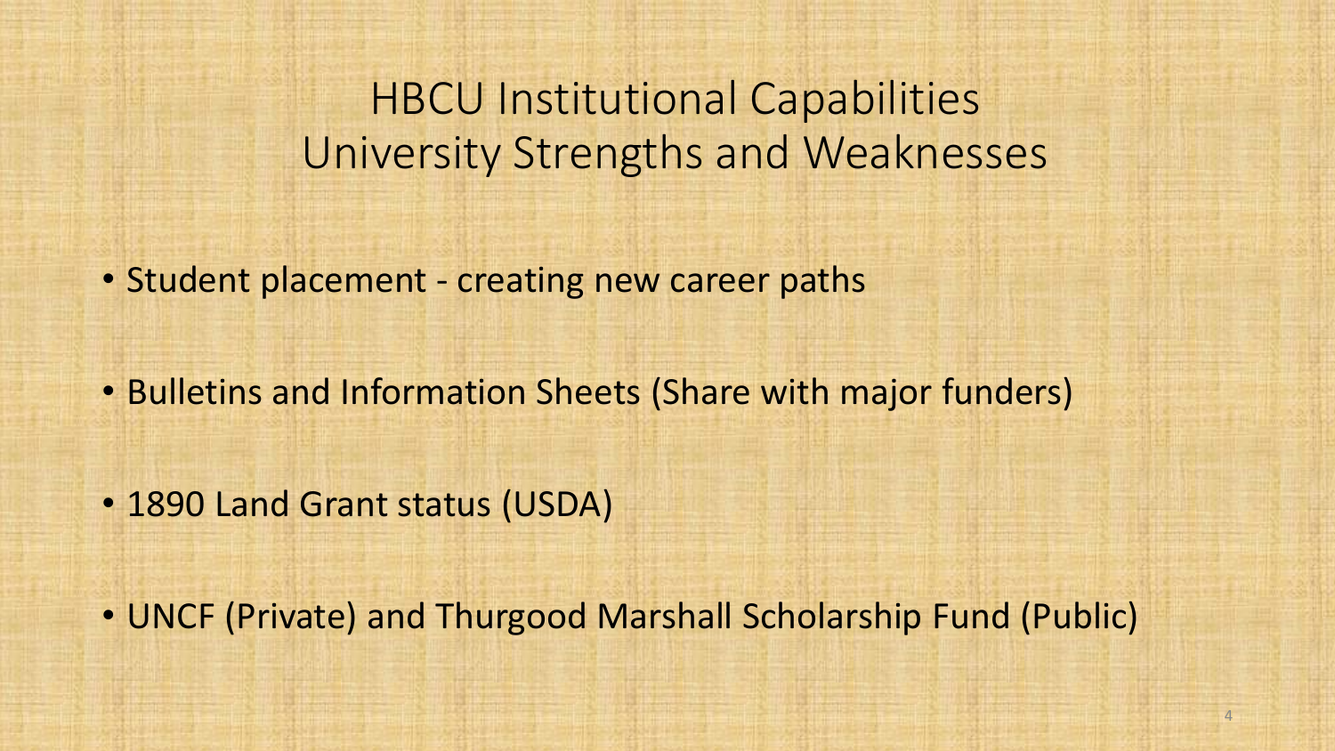# HBCU Institutional Capabilities
# University Strengths and Weaknesses

- Student placement - creating new career paths
- Bulletins and Information Sheets (Share with major funders)
- 1890 Land Grant status (USDA)
- UNCF (Private) and Thurgood Marshall Scholarship Fund (Public)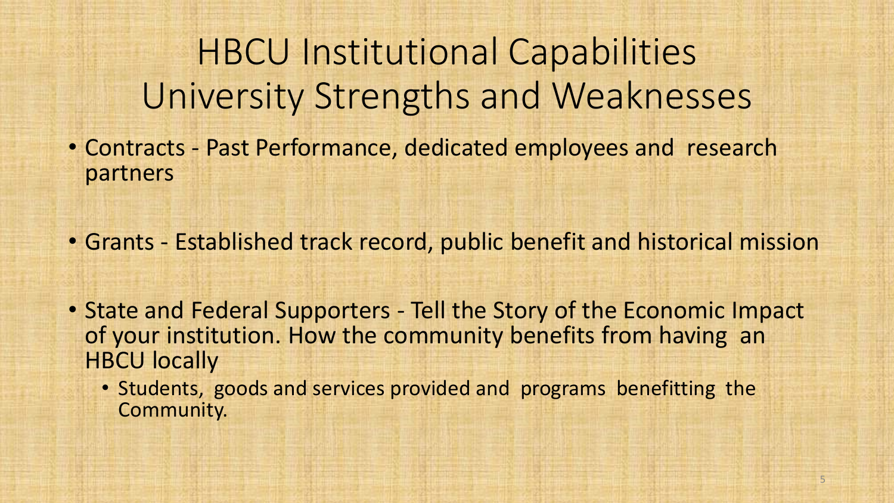# HBCU Institutional Capabilities
# University Strengths and Weaknesses

- Contracts - Past Performance, dedicated employees and research partners

- Grants - Established track record, public benefit and historical mission

- State and Federal Supporters - Tell the Story of the Economic Impact of your institution. How the community benefits from having an HBCU locally
  - Students, goods and services provided and programs benefitting the Community.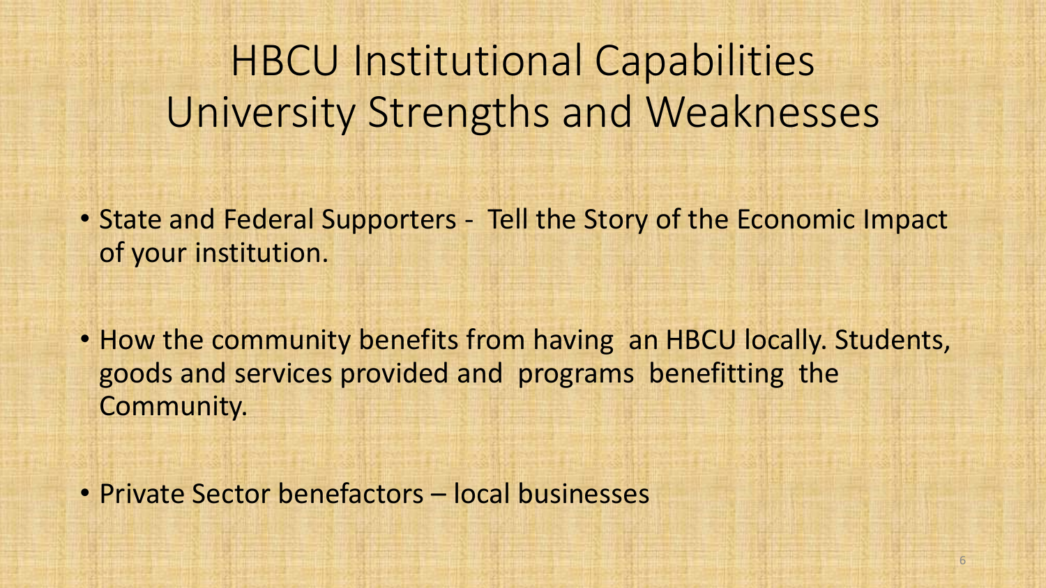# HBCU Institutional Capabilities
# University Strengths and Weaknesses

- State and Federal Supporters - Tell the Story of the Economic Impact of your institution.

- How the community benefits from having an HBCU locally. Students, goods and services provided and programs benefitting the Community.

- Private Sector benefactors – local businesses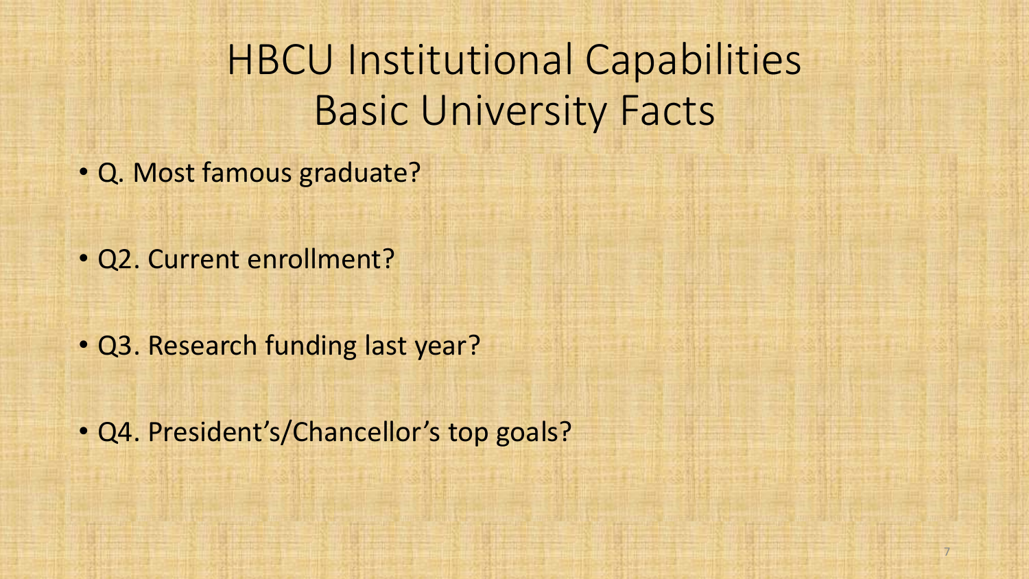# HBCU Institutional Capabilities
## Basic University Facts

- Q. Most famous graduate?
- Q2. Current enrollment?
- Q3. Research funding last year?
- Q4. President's/Chancellor's top goals?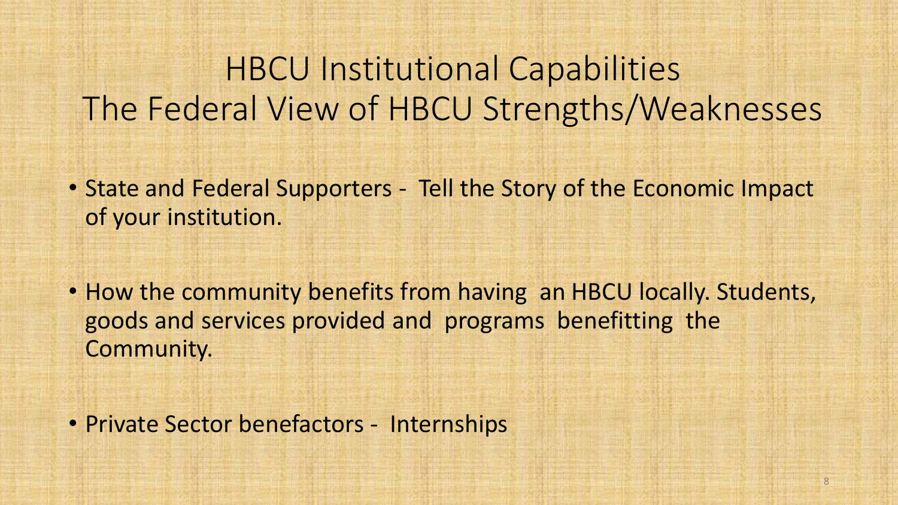# HBCU Institutional Capabilities
# The Federal View of HBCU Strengths/Weaknesses

- State and Federal Supporters - Tell the Story of the Economic Impact of your institution.
- How the community benefits from having an HBCU locally. Students, goods and services provided and programs benefitting the Community.
- Private Sector benefactors - Internships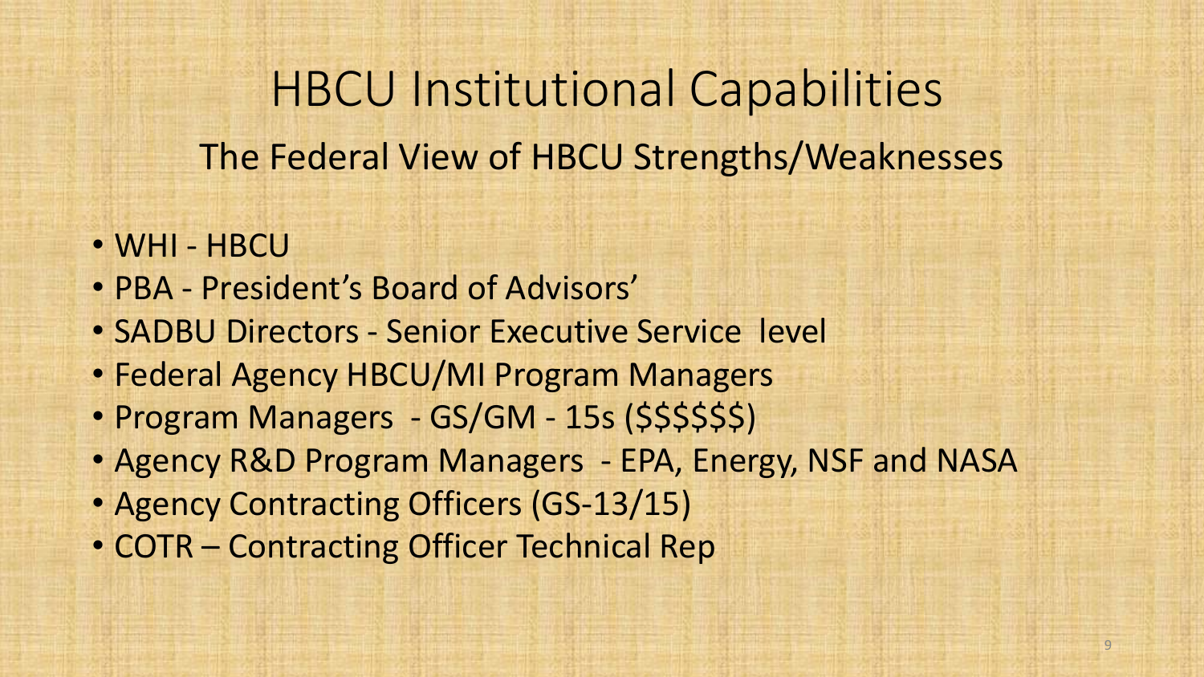# HBCU Institutional Capabilities

## The Federal View of HBCU Strengths/Weaknesses

- WHI - HBCU
- PBA - President's Board of Advisors'
- SADBU Directors - Senior Executive Service level
- Federal Agency HBCU/MI Program Managers
- Program Managers - GS/GM - 15s ($$$$$$)
- Agency R&D Program Managers - EPA, Energy, NSF and NASA
- Agency Contracting Officers (GS-13/15)
- COTR – Contracting Officer Technical Rep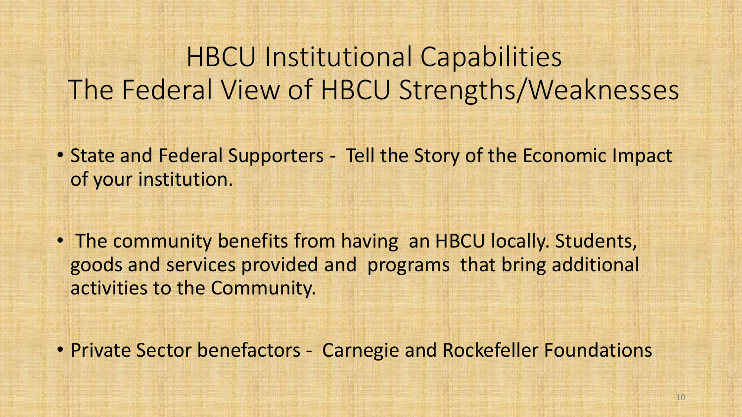# HBCU Institutional Capabilities
# The Federal View of HBCU Strengths/Weaknesses

- State and Federal Supporters - Tell the Story of the Economic Impact of your institution.

- The community benefits from having an HBCU locally. Students, goods and services provided and programs that bring additional activities to the Community.

- Private Sector benefactors - Carnegie and Rockefeller Foundations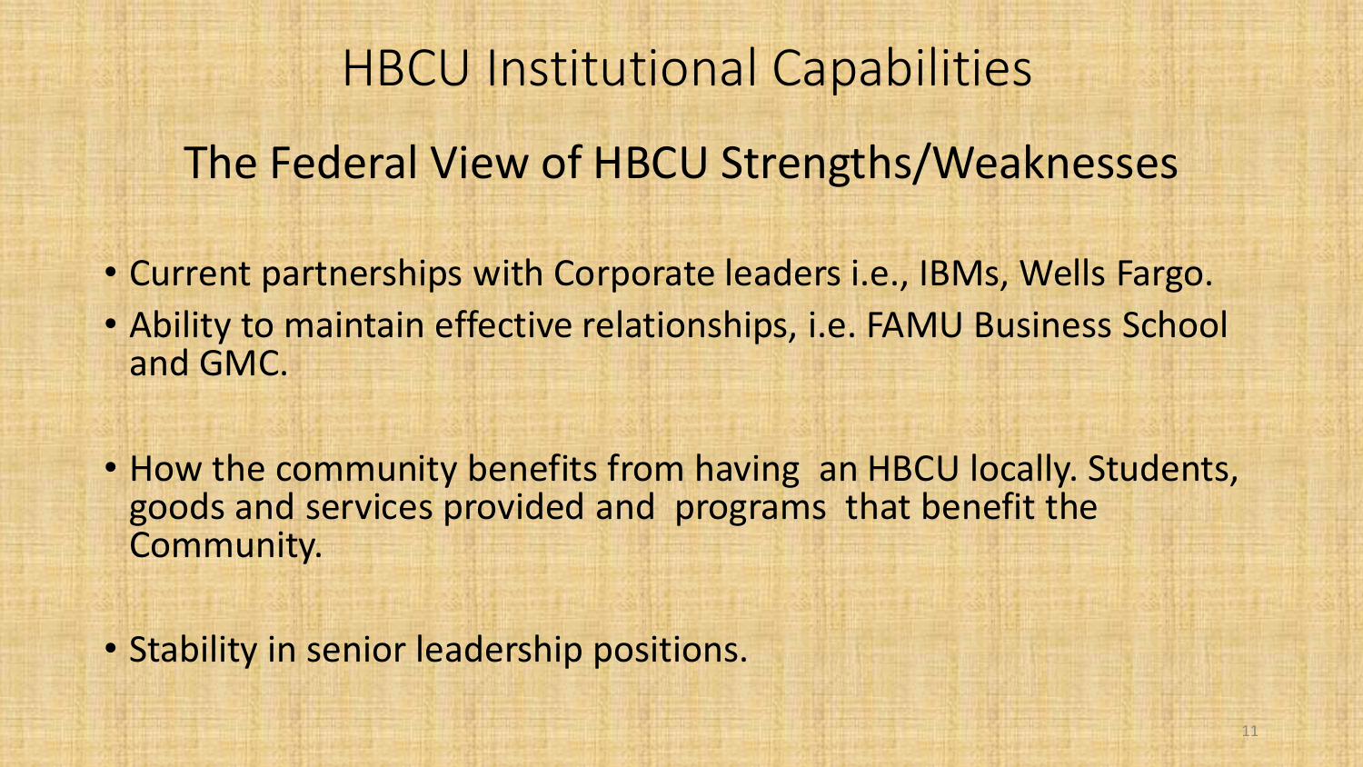# HBCU Institutional Capabilities

## The Federal View of HBCU Strengths/Weaknesses

- Current partnerships with Corporate leaders i.e., IBMs, Wells Fargo.
- Ability to maintain effective relationships, i.e. FAMU Business School and GMC.

- How the community benefits from having an HBCU locally. Students, goods and services provided and programs that benefit the Community.

- Stability in senior leadership positions.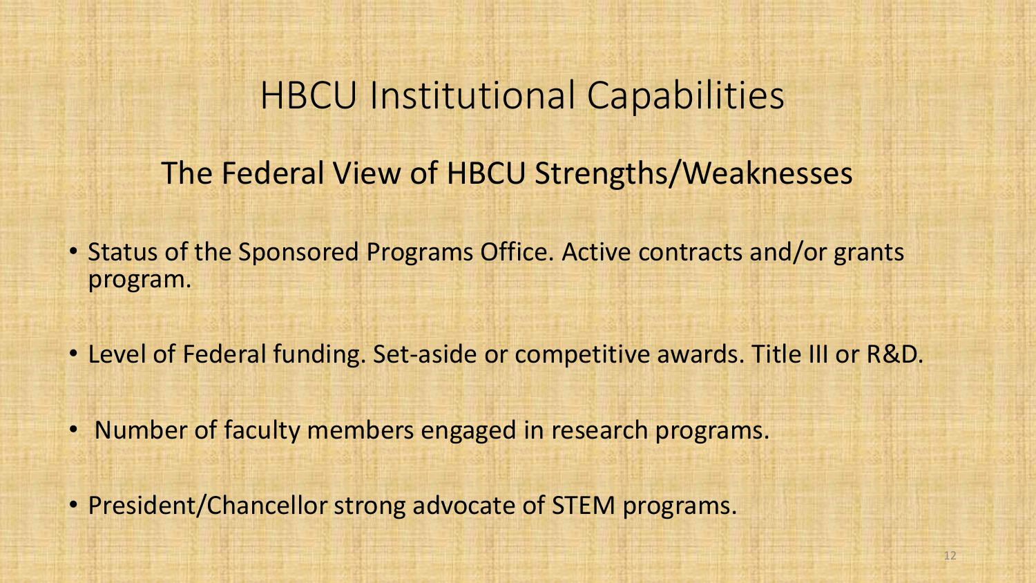# HBCU Institutional Capabilities

## The Federal View of HBCU Strengths/Weaknesses

- Status of the Sponsored Programs Office. Active contracts and/or grants program.
- Level of Federal funding. Set-aside or competitive awards. Title III or R&D.
- Number of faculty members engaged in research programs.
- President/Chancellor strong advocate of STEM programs.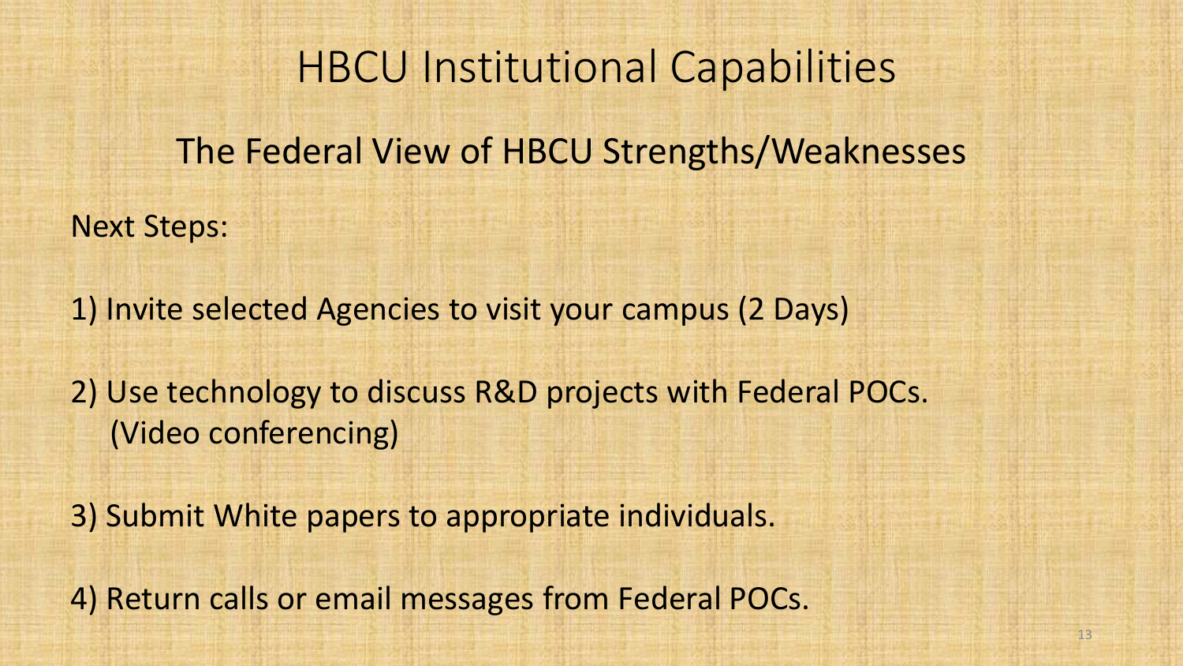# HBCU Institutional Capabilities

## The Federal View of HBCU Strengths/Weaknesses

Next Steps:

1) Invite selected Agencies to visit your campus (2 Days)

2) Use technology to discuss R&D projects with Federal POCs. (Video conferencing)

3) Submit White papers to appropriate individuals.

4) Return calls or email messages from Federal POCs.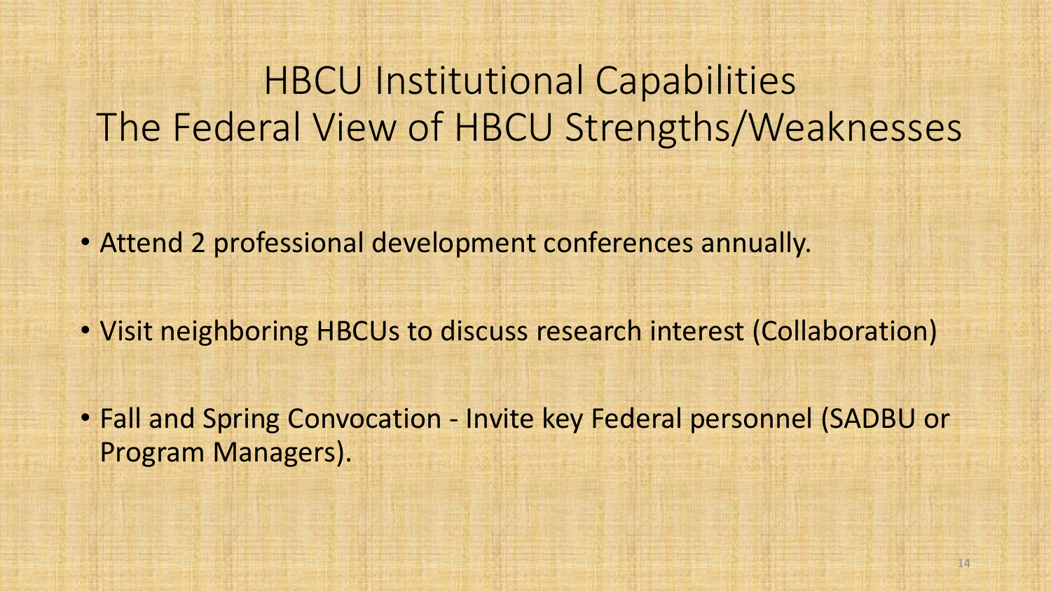# HBCU Institutional Capabilities
# The Federal View of HBCU Strengths/Weaknesses

- Attend 2 professional development conferences annually.
- Visit neighboring HBCUs to discuss research interest (Collaboration)
- Fall and Spring Convocation - Invite key Federal personnel (SADBU or Program Managers).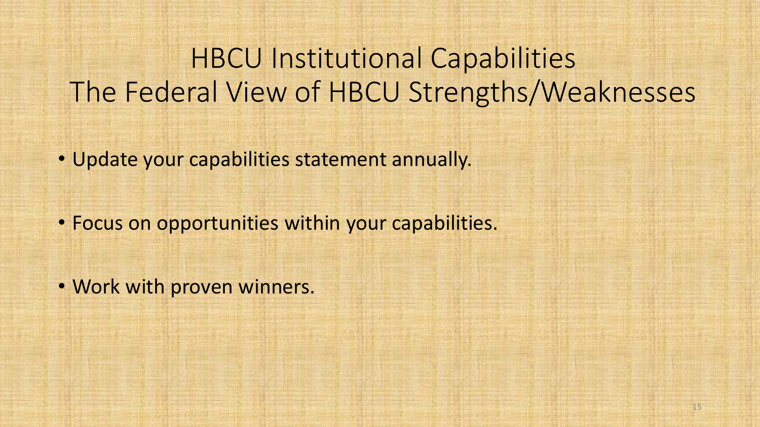# HBCU Institutional Capabilities
# The Federal View of HBCU Strengths/Weaknesses

- Update your capabilities statement annually.
- Focus on opportunities within your capabilities.
- Work with proven winners.